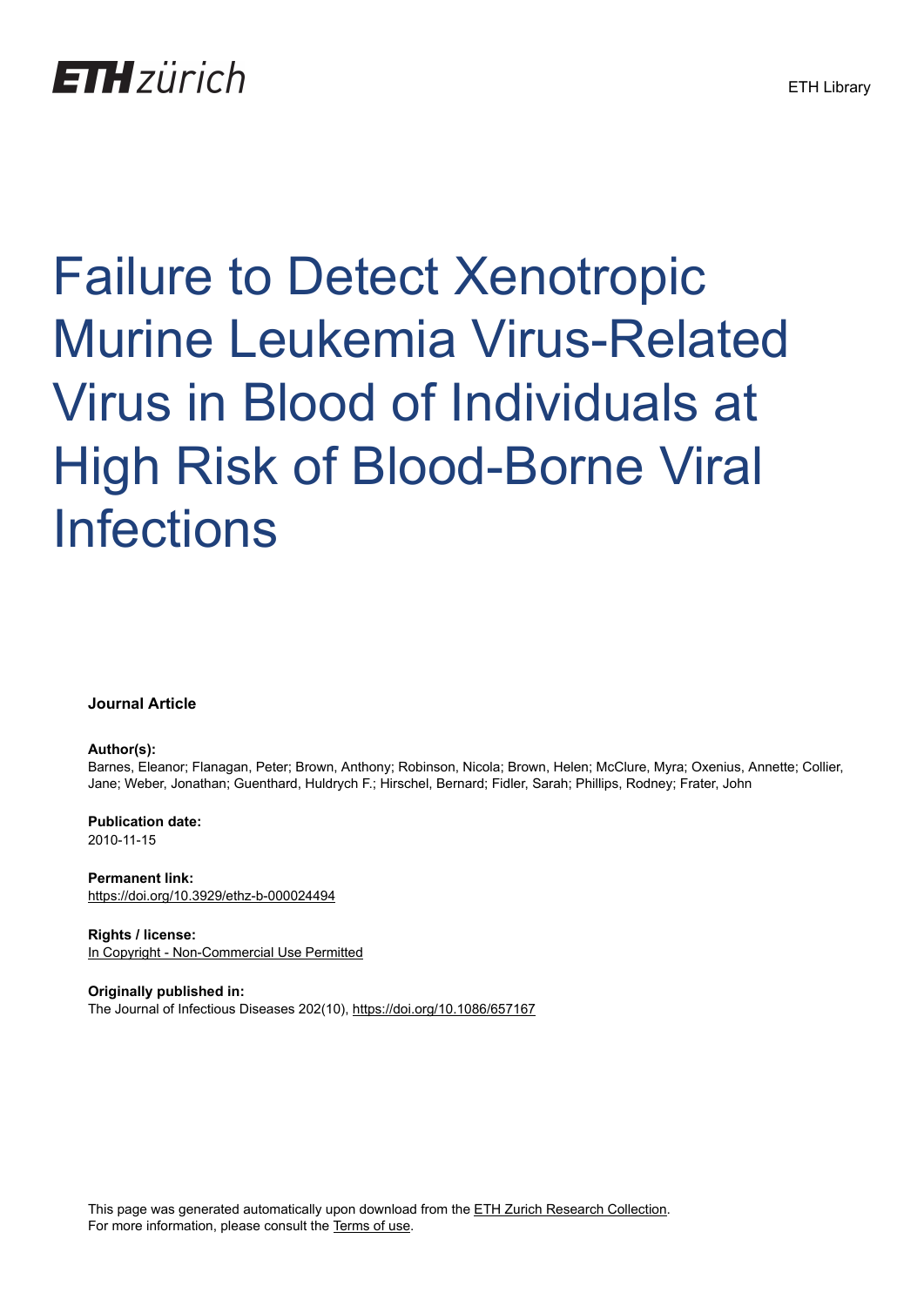ETH Library

# Failure to Detect Xenotropic Murine Leukemia Virus-Related Virus in Blood of Individuals at High Risk of Blood-Borne Viral Infections

**Journal Article**

**Author(s):**
Barnes, Eleanor; Flanagan, Peter; Brown, Anthony; Robinson, Nicola; Brown, Helen; McClure, Myra; Oxenius, Annette; Collier, Jane; Weber, Jonathan; Guenthard, Huldrych F.; Hirschel, Bernard; Fidler, Sarah; Phillips, Rodney; Frater, John

**Publication date:**
2010-11-15

**Permanent link:**
https://doi.org/10.3929/ethz-b-000024494

**Rights / license:**
In Copyright - Non-Commercial Use Permitted

**Originally published in:**
The Journal of Infectious Diseases 202(10), https://doi.org/10.1086/657167

This page was generated automatically upon download from the ETH Zurich Research Collection.
For more information, please consult the Terms of use.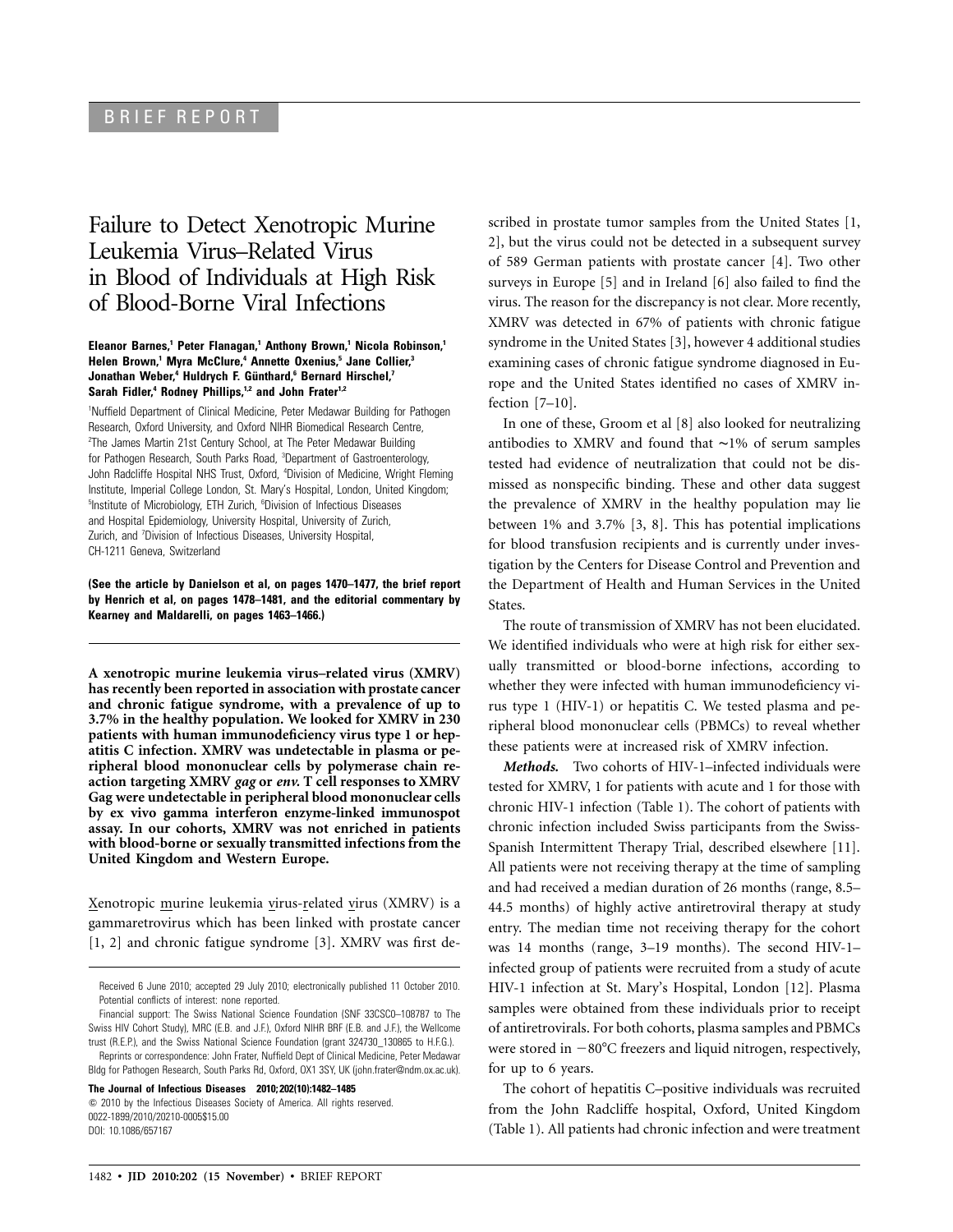BRIEF REPORT

# Failure to Detect Xenotropic Murine Leukemia Virus–Related Virus in Blood of Individuals at High Risk of Blood-Borne Viral Infections

**Eleanor Barnes,[1] Peter Flanagan,[1] Anthony Brown,[1] Nicola Robinson,[1] Helen Brown,[1] Myra McClure,[4] Annette Oxenius,[5] Jane Collier,[3] Jonathan Weber,[4] Huldrych F. Günthard,[6] Bernard Hirschel,[7] Sarah Fidler,[4] Rodney Phillips,[1,2] and John Frater[1,2]**

[1]Nuffield Department of Clinical Medicine, Peter Medawar Building for Pathogen Research, Oxford University, and Oxford NIHR Biomedical Research Centre, [2]The James Martin 21st Century School, at The Peter Medawar Building for Pathogen Research, South Parks Road, [3]Department of Gastroenterology, John Radcliffe Hospital NHS Trust, Oxford, [4]Division of Medicine, Wright Fleming Institute, Imperial College London, St. Mary's Hospital, London, United Kingdom; [5]Institute of Microbiology, ETH Zurich, [6]Division of Infectious Diseases and Hospital Epidemiology, University Hospital, University of Zurich, Zurich, and [7]Division of Infectious Diseases, University Hospital, CH-1211 Geneva, Switzerland

**(See the article by Danielson et al, on pages 1470–1477, the brief report by Henrich et al, on pages 1478–1481, and the editorial commentary by Kearney and Maldarelli, on pages 1463–1466.)**

**A xenotropic murine leukemia virus–related virus (XMRV) has recently been reported in association with prostate cancer and chronic fatigue syndrome, with a prevalence of up to 3.7% in the healthy population. We looked for XMRV in 230 patients with human immunodeficiency virus type 1 or hepatitis C infection. XMRV was undetectable in plasma or peripheral blood mononuclear cells by polymerase chain reaction targeting XMRV *gag* or *env.* T cell responses to XMRV Gag were undetectable in peripheral blood mononuclear cells by ex vivo gamma interferon enzyme-linked immunospot assay. In our cohorts, XMRV was not enriched in patients with blood-borne or sexually transmitted infections from the United Kingdom and Western Europe.**

Xenotropic murine leukemia virus-related virus (XMRV) is a gammaretrovirus which has been linked with prostate cancer [1, 2] and chronic fatigue syndrome [3]. XMRV was first described in prostate tumor samples from the United States [1, 2], but the virus could not be detected in a subsequent survey of 589 German patients with prostate cancer [4]. Two other surveys in Europe [5] and in Ireland [6] also failed to find the virus. The reason for the discrepancy is not clear. More recently, XMRV was detected in 67% of patients with chronic fatigue syndrome in the United States [3], however 4 additional studies examining cases of chronic fatigue syndrome diagnosed in Europe and the United States identified no cases of XMRV infection [7–10].

In one of these, Groom et al [8] also looked for neutralizing antibodies to XMRV and found that ~1% of serum samples tested had evidence of neutralization that could not be dismissed as nonspecific binding. These and other data suggest the prevalence of XMRV in the healthy population may lie between 1% and 3.7% [3, 8]. This has potential implications for blood transfusion recipients and is currently under investigation by the Centers for Disease Control and Prevention and the Department of Health and Human Services in the United States.

The route of transmission of XMRV has not been elucidated. We identified individuals who were at high risk for either sexually transmitted or blood-borne infections, according to whether they were infected with human immunodeficiency virus type 1 (HIV-1) or hepatitis C. We tested plasma and peripheral blood mononuclear cells (PBMCs) to reveal whether these patients were at increased risk of XMRV infection.

*Methods.* Two cohorts of HIV-1–infected individuals were tested for XMRV, 1 for patients with acute and 1 for those with chronic HIV-1 infection (Table 1). The cohort of patients with chronic infection included Swiss participants from the Swiss-Spanish Intermittent Therapy Trial, described elsewhere [11]. All patients were not receiving therapy at the time of sampling and had received a median duration of 26 months (range, 8.5–44.5 months) of highly active antiretroviral therapy at study entry. The median time not receiving therapy for the cohort was 14 months (range, 3–19 months). The second HIV-1–infected group of patients were recruited from a study of acute HIV-1 infection at St. Mary's Hospital, London [12]. Plasma samples were obtained from these individuals prior to receipt of antiretrovirals. For both cohorts, plasma samples and PBMCs were stored in −80°C freezers and liquid nitrogen, respectively, for up to 6 years.

The cohort of hepatitis C–positive individuals was recruited from the John Radcliffe hospital, Oxford, United Kingdom (Table 1). All patients had chronic infection and were treatment

Received 6 June 2010; accepted 29 July 2010; electronically published 11 October 2010.
Potential conflicts of interest: none reported.
Financial support: The Swiss National Science Foundation (SNF 33CSC0–108787 to The Swiss HIV Cohort Study), MRC (E.B. and J.F.), Oxford NIHR BRF (E.B. and J.F.), the Wellcome trust (R.E.P.), and the Swiss National Science Foundation (grant 324730_130865 to H.F.G.).
Reprints or correspondence: John Frater, Nuffield Dept of Clinical Medicine, Peter Medawar Bldg for Pathogen Research, South Parks Rd, Oxford, OX1 3SY, UK (john.frater@ndm.ox.ac.uk).

**The Journal of Infectious Diseases 2010;202(10):1482–1485**
© 2010 by the Infectious Diseases Society of America. All rights reserved.
0022-1899/2010/20210-0005$15.00
DOI: 10.1086/657167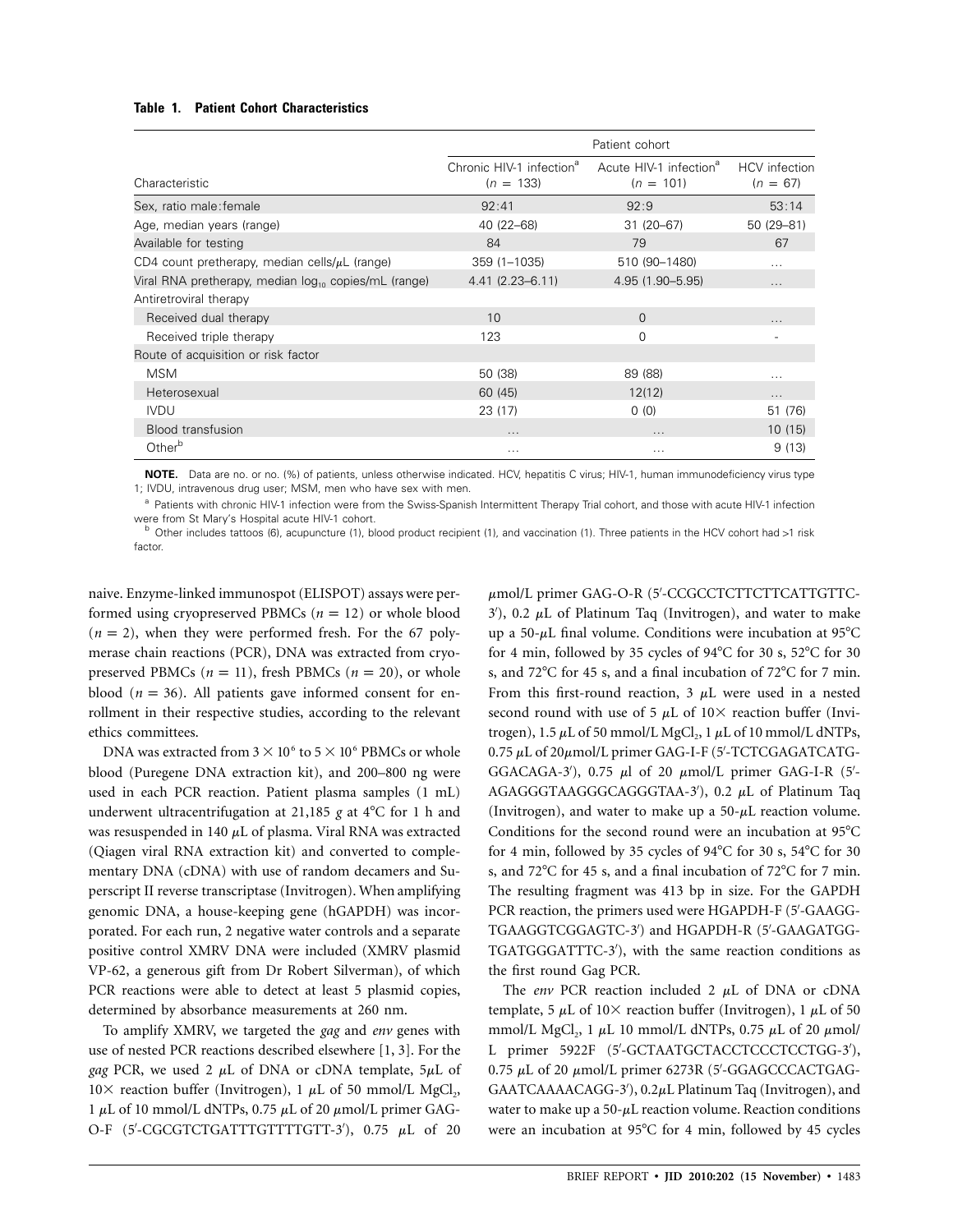**Table 1. Patient Cohort Characteristics**

| Characteristic | Patient cohort | | |
|---|---|---|---|
| | Chronic HIV-1 infection[a] ($n$ = 133) | Acute HIV-1 infection[a] ($n$ = 101) | HCV infection ($n$ = 67) |
| Sex, ratio male:female | 92:41 | 92:9 | 53:14 |
| Age, median years (range) | 40 (22–68) | 31 (20–67) | 50 (29–81) |
| Available for testing | 84 | 79 | 67 |
| CD4 count pretherapy, median cells/μL (range) | 359 (1–1035) | 510 (90–1480) | ... |
| Viral RNA pretherapy, median $\log_{10}$ copies/mL (range) | 4.41 (2.23–6.11) | 4.95 (1.90–5.95) | ... |
| Antiretroviral therapy | | | |
| Received dual therapy | 10 | 0 | ... |
| Received triple therapy | 123 | 0 | - |
| Route of acquisition or risk factor | | | |
| MSM | 50 (38) | 89 (88) | ... |
| Heterosexual | 60 (45) | 12(12) | ... |
| IVDU | 23 (17) | 0 (0) | 51 (76) |
| Blood transfusion | ... | ... | 10 (15) |
| Other[b] | ... | ... | 9 (13) |

**NOTE.** Data are no. or no. (%) of patients, unless otherwise indicated. HCV, hepatitis C virus; HIV-1, human immunodeficiency virus type 1; IVDU, intravenous drug user; MSM, men who have sex with men.

[a] Patients with chronic HIV-1 infection were from the Swiss-Spanish Intermittent Therapy Trial cohort, and those with acute HIV-1 infection were from St Mary's Hospital acute HIV-1 cohort.

[b] Other includes tattoos (6), acupuncture (1), blood product recipient (1), and vaccination (1). Three patients in the HCV cohort had >1 risk factor.

naive. Enzyme-linked immunospot (ELISPOT) assays were performed using cryopreserved PBMCs ($n = 12$) or whole blood ($n = 2$), when they were performed fresh. For the 67 polymerase chain reactions (PCR), DNA was extracted from cryopreserved PBMCs ($n = 11$), fresh PBMCs ($n = 20$), or whole blood ($n = 36$). All patients gave informed consent for enrollment in their respective studies, according to the relevant ethics committees.

DNA was extracted from $3 \times 10^6$ to $5 \times 10^6$ PBMCs or whole blood (Puregene DNA extraction kit), and 200–800 ng were used in each PCR reaction. Patient plasma samples (1 mL) underwent ultracentrifugation at 21,185 *g* at 4°C for 1 h and was resuspended in 140 μL of plasma. Viral RNA was extracted (Qiagen viral RNA extraction kit) and converted to complementary DNA (cDNA) with use of random decamers and Superscript II reverse transcriptase (Invitrogen). When amplifying genomic DNA, a house-keeping gene (hGAPDH) was incorporated. For each run, 2 negative water controls and a separate positive control XMRV DNA were included (XMRV plasmid VP-62, a generous gift from Dr Robert Silverman), of which PCR reactions were able to detect at least 5 plasmid copies, determined by absorbance measurements at 260 nm.

To amplify XMRV, we targeted the *gag* and *env* genes with use of nested PCR reactions described elsewhere [1, 3]. For the *gag* PCR, we used 2 μL of DNA or cDNA template, 5μL of 10× reaction buffer (Invitrogen), 1 μL of 50 mmol/L $MgCl_2$, 1 μL of 10 mmol/L dNTPs, 0.75 μL of 20 μmol/L primer GAG-O-F (5′-CGCGTCTGATTTGTTTTGTT-3′), 0.75 μL of 20 μmol/L primer GAG-O-R (5′-CCGCCTCTTCTTCATTGTTC-3′), 0.2 μL of Platinum Taq (Invitrogen), and water to make up a 50-μL final volume. Conditions were incubation at 95°C for 4 min, followed by 35 cycles of 94°C for 30 s, 52°C for 30 s, and 72°C for 45 s, and a final incubation of 72°C for 7 min. From this first-round reaction, 3 μL were used in a nested second round with use of 5 μL of 10× reaction buffer (Invitrogen), 1.5 μL of 50 mmol/L $MgCl_2$, 1 μL of 10 mmol/L dNTPs, 0.75 μL of 20μmol/L primer GAG-I-F (5′-TCTCGAGATCATGGGACAGA-3′), 0.75 μl of 20 μmol/L primer GAG-I-R (5′-AGAGGGTAAGGGCAGGGTAA-3′), 0.2 μL of Platinum Taq (Invitrogen), and water to make up a 50-μL reaction volume. Conditions for the second round were an incubation at 95°C for 4 min, followed by 35 cycles of 94°C for 30 s, 54°C for 30 s, and 72°C for 45 s, and a final incubation of 72°C for 7 min. The resulting fragment was 413 bp in size. For the GAPDH PCR reaction, the primers used were HGAPDH-F (5′-GAAGGTGAAGGTCGGAGTC-3′) and HGAPDH-R (5′-GAAGATGGTGATGGGATTTC-3′), with the same reaction conditions as the first round Gag PCR.

The *env* PCR reaction included 2 μL of DNA or cDNA template, 5 μL of 10× reaction buffer (Invitrogen), 1 μL of 50 mmol/L $MgCl_2$, 1 μL 10 mmol/L dNTPs, 0.75 μL of 20 μmol/L primer 5922F (5′-GCTAATGCTACCTCCCTCCTGG-3′), 0.75 μL of 20 μmol/L primer 6273R (5′-GGAGCCCACTGAGGAATCAAAACAGG-3′), 0.2μL Platinum Taq (Invitrogen), and water to make up a 50-μL reaction volume. Reaction conditions were an incubation at 95°C for 4 min, followed by 45 cycles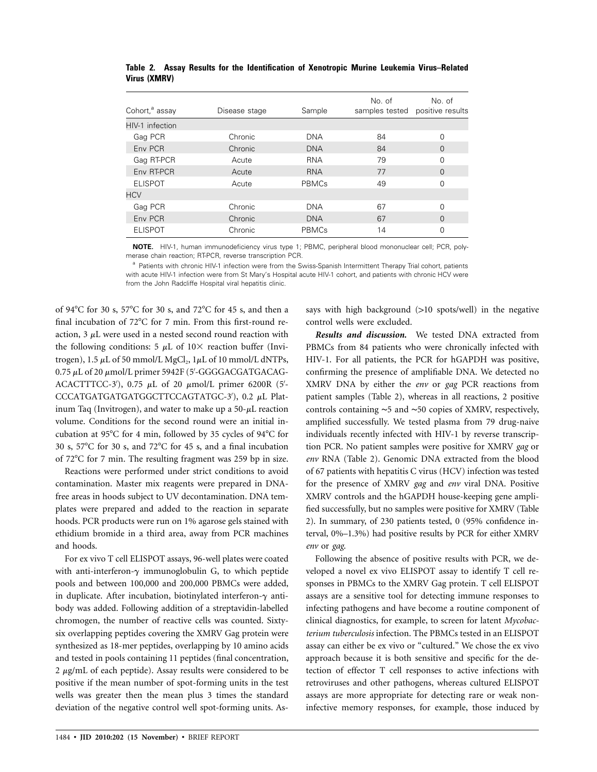**Table 2. Assay Results for the Identification of Xenotropic Murine Leukemia Virus–Related Virus (XMRV)**

| Cohort,[a] assay | Disease stage | Sample | No. of samples tested | No. of positive results |
|---|---|---|---|---|
| HIV-1 infection | | | | |
| Gag PCR | Chronic | DNA | 84 | 0 |
| Env PCR | Chronic | DNA | 84 | 0 |
| Gag RT-PCR | Acute | RNA | 79 | 0 |
| Env RT-PCR | Acute | RNA | 77 | 0 |
| ELISPOT | Acute | PBMCs | 49 | 0 |
| HCV | | | | |
| Gag PCR | Chronic | DNA | 67 | 0 |
| Env PCR | Chronic | DNA | 67 | 0 |
| ELISPOT | Chronic | PBMCs | 14 | 0 |

**NOTE.** HIV-1, human immunodeficiency virus type 1; PBMC, peripheral blood mononuclear cell; PCR, polymerase chain reaction; RT-PCR, reverse transcription PCR.

[a] Patients with chronic HIV-1 infection were from the Swiss-Spanish Intermittent Therapy Trial cohort, patients with acute HIV-1 infection were from St Mary's Hospital acute HIV-1 cohort, and patients with chronic HCV were from the John Radcliffe Hospital viral hepatitis clinic.

of 94°C for 30 s, 57°C for 30 s, and 72°C for 45 s, and then a final incubation of 72°C for 7 min. From this first-round reaction, 3 μL were used in a nested second round reaction with the following conditions: 5 μL of 10× reaction buffer (Invitrogen), 1.5 μL of 50 mmol/L $MgCl_2$, 1μL of 10 mmol/L dNTPs, 0.75 μL of 20 μmol/L primer 5942F (5′-GGGGACGATGACAGACACTTTCC-3′), 0.75 μL of 20 μmol/L primer 6200R (5′-CCCATGATGATGATGGCTTCCAGTATGC-3′), 0.2 μL Platinum Taq (Invitrogen), and water to make up a 50-μL reaction volume. Conditions for the second round were an initial incubation at 95°C for 4 min, followed by 35 cycles of 94°C for 30 s, 57°C for 30 s, and 72°C for 45 s, and a final incubation of 72°C for 7 min. The resulting fragment was 259 bp in size.

Reactions were performed under strict conditions to avoid contamination. Master mix reagents were prepared in DNA-free areas in hoods subject to UV decontamination. DNA templates were prepared and added to the reaction in separate hoods. PCR products were run on 1% agarose gels stained with ethidium bromide in a third area, away from PCR machines and hoods.

For ex vivo T cell ELISPOT assays, 96-well plates were coated with anti-interferon-γ immunoglobulin G, to which peptide pools and between 100,000 and 200,000 PBMCs were added, in duplicate. After incubation, biotinylated interferon-γ antibody was added. Following addition of a streptavidin-labelled chromogen, the number of reactive cells was counted. Sixty-six overlapping peptides covering the XMRV Gag protein were synthesized as 18-mer peptides, overlapping by 10 amino acids and tested in pools containing 11 peptides (final concentration, 2 μg/mL of each peptide). Assay results were considered to be positive if the mean number of spot-forming units in the test wells was greater then the mean plus 3 times the standard deviation of the negative control well spot-forming units. Assays with high background (>10 spots/well) in the negative control wells were excluded.

***Results and discussion.*** We tested DNA extracted from PBMCs from 84 patients who were chronically infected with HIV-1. For all patients, the PCR for hGAPDH was positive, confirming the presence of amplifiable DNA. We detected no XMRV DNA by either the *env* or *gag* PCR reactions from patient samples (Table 2), whereas in all reactions, 2 positive controls containing ∼5 and ∼50 copies of XMRV, respectively, amplified successfully. We tested plasma from 79 drug-naive individuals recently infected with HIV-1 by reverse transcription PCR. No patient samples were positive for XMRV *gag* or *env* RNA (Table 2). Genomic DNA extracted from the blood of 67 patients with hepatitis C virus (HCV) infection was tested for the presence of XMRV *gag* and *env* viral DNA. Positive XMRV controls and the hGAPDH house-keeping gene amplified successfully, but no samples were positive for XMRV (Table 2). In summary, of 230 patients tested, 0 (95% confidence interval, 0%–1.3%) had positive results by PCR for either XMRV *env* or *gag*.

Following the absence of positive results with PCR, we developed a novel ex vivo ELISPOT assay to identify T cell responses in PBMCs to the XMRV Gag protein. T cell ELISPOT assays are a sensitive tool for detecting immune responses to infecting pathogens and have become a routine component of clinical diagnostics, for example, to screen for latent *Mycobacterium tuberculosis* infection. The PBMCs tested in an ELISPOT assay can either be ex vivo or "cultured." We chose the ex vivo approach because it is both sensitive and specific for the detection of effector T cell responses to active infections with retroviruses and other pathogens, whereas cultured ELISPOT assays are more appropriate for detecting rare or weak non-infective memory responses, for example, those induced by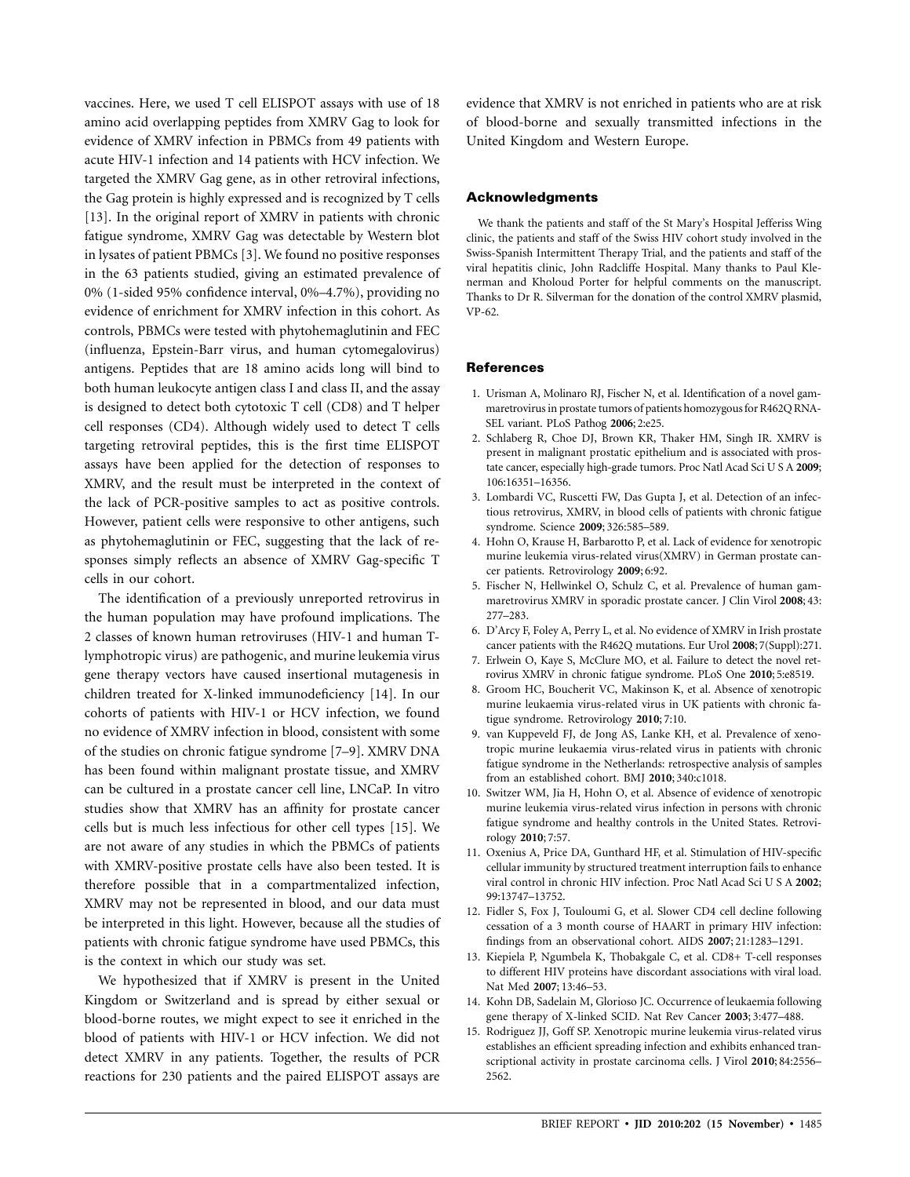vaccines. Here, we used T cell ELISPOT assays with use of 18 amino acid overlapping peptides from XMRV Gag to look for evidence of XMRV infection in PBMCs from 49 patients with acute HIV-1 infection and 14 patients with HCV infection. We targeted the XMRV Gag gene, as in other retroviral infections, the Gag protein is highly expressed and is recognized by T cells [13]. In the original report of XMRV in patients with chronic fatigue syndrome, XMRV Gag was detectable by Western blot in lysates of patient PBMCs [3]. We found no positive responses in the 63 patients studied, giving an estimated prevalence of 0% (1-sided 95% confidence interval, 0%–4.7%), providing no evidence of enrichment for XMRV infection in this cohort. As controls, PBMCs were tested with phytohemaglutinin and FEC (influenza, Epstein-Barr virus, and human cytomegalovirus) antigens. Peptides that are 18 amino acids long will bind to both human leukocyte antigen class I and class II, and the assay is designed to detect both cytotoxic T cell (CD8) and T helper cell responses (CD4). Although widely used to detect T cells targeting retroviral peptides, this is the first time ELISPOT assays have been applied for the detection of responses to XMRV, and the result must be interpreted in the context of the lack of PCR-positive samples to act as positive controls. However, patient cells were responsive to other antigens, such as phytohemaglutinin or FEC, suggesting that the lack of responses simply reflects an absence of XMRV Gag-specific T cells in our cohort.

The identification of a previously unreported retrovirus in the human population may have profound implications. The 2 classes of known human retroviruses (HIV-1 and human T-lymphotropic virus) are pathogenic, and murine leukemia virus gene therapy vectors have caused insertional mutagenesis in children treated for X-linked immunodeficiency [14]. In our cohorts of patients with HIV-1 or HCV infection, we found no evidence of XMRV infection in blood, consistent with some of the studies on chronic fatigue syndrome [7–9]. XMRV DNA has been found within malignant prostate tissue, and XMRV can be cultured in a prostate cancer cell line, LNCaP. In vitro studies show that XMRV has an affinity for prostate cancer cells but is much less infectious for other cell types [15]. We are not aware of any studies in which the PBMCs of patients with XMRV-positive prostate cells have also been tested. It is therefore possible that in a compartmentalized infection, XMRV may not be represented in blood, and our data must be interpreted in this light. However, because all the studies of patients with chronic fatigue syndrome have used PBMCs, this is the context in which our study was set.

We hypothesized that if XMRV is present in the United Kingdom or Switzerland and is spread by either sexual or blood-borne routes, we might expect to see it enriched in the blood of patients with HIV-1 or HCV infection. We did not detect XMRV in any patients. Together, the results of PCR reactions for 230 patients and the paired ELISPOT assays are evidence that XMRV is not enriched in patients who are at risk of blood-borne and sexually transmitted infections in the United Kingdom and Western Europe.

## Acknowledgments

We thank the patients and staff of the St Mary's Hospital Jefferiss Wing clinic, the patients and staff of the Swiss HIV cohort study involved in the Swiss-Spanish Intermittent Therapy Trial, and the patients and staff of the viral hepatitis clinic, John Radcliffe Hospital. Many thanks to Paul Klenerman and Kholoud Porter for helpful comments on the manuscript. Thanks to Dr R. Silverman for the donation of the control XMRV plasmid, VP-62.

## References

1. Urisman A, Molinaro RJ, Fischer N, et al. Identification of a novel gammaretrovirus in prostate tumors of patients homozygous for R462Q RNASEL variant. PLoS Pathog **2006**; 2:e25.
2. Schlaberg R, Choe DJ, Brown KR, Thaker HM, Singh IR. XMRV is present in malignant prostatic epithelium and is associated with prostate cancer, especially high-grade tumors. Proc Natl Acad Sci U S A **2009**; 106:16351–16356.
3. Lombardi VC, Ruscetti FW, Das Gupta J, et al. Detection of an infectious retrovirus, XMRV, in blood cells of patients with chronic fatigue syndrome. Science **2009**; 326:585–589.
4. Hohn O, Krause H, Barbarotto P, et al. Lack of evidence for xenotropic murine leukemia virus-related virus(XMRV) in German prostate cancer patients. Retrovirology **2009**; 6:92.
5. Fischer N, Hellwinkel O, Schulz C, et al. Prevalence of human gammaretrovirus XMRV in sporadic prostate cancer. J Clin Virol **2008**; 43: 277–283.
6. D'Arcy F, Foley A, Perry L, et al. No evidence of XMRV in Irish prostate cancer patients with the R462Q mutations. Eur Urol **2008**; 7(Suppl):271.
7. Erlwein O, Kaye S, McClure MO, et al. Failure to detect the novel retrovirus XMRV in chronic fatigue syndrome. PLoS One **2010**; 5:e8519.
8. Groom HC, Boucherit VC, Makinson K, et al. Absence of xenotropic murine leukaemia virus-related virus in UK patients with chronic fatigue syndrome. Retrovirology **2010**; 7:10.
9. van Kuppeveld FJ, de Jong AS, Lanke KH, et al. Prevalence of xenotropic murine leukaemia virus-related virus in patients with chronic fatigue syndrome in the Netherlands: retrospective analysis of samples from an established cohort. BMJ **2010**; 340:c1018.
10. Switzer WM, Jia H, Hohn O, et al. Absence of evidence of xenotropic murine leukemia virus-related virus infection in persons with chronic fatigue syndrome and healthy controls in the United States. Retrovirology **2010**; 7:57.
11. Oxenius A, Price DA, Gunthard HF, et al. Stimulation of HIV-specific cellular immunity by structured treatment interruption fails to enhance viral control in chronic HIV infection. Proc Natl Acad Sci U S A **2002**; 99:13747–13752.
12. Fidler S, Fox J, Touloumi G, et al. Slower CD4 cell decline following cessation of a 3 month course of HAART in primary HIV infection: findings from an observational cohort. AIDS **2007**; 21:1283–1291.
13. Kiepiela P, Ngumbela K, Thobakgale C, et al. CD8+ T-cell responses to different HIV proteins have discordant associations with viral load. Nat Med **2007**; 13:46–53.
14. Kohn DB, Sadelain M, Glorioso JC. Occurrence of leukaemia following gene therapy of X-linked SCID. Nat Rev Cancer **2003**; 3:477–488.
15. Rodriguez JJ, Goff SP. Xenotropic murine leukemia virus-related virus establishes an efficient spreading infection and exhibits enhanced transcriptional activity in prostate carcinoma cells. J Virol **2010**; 84:2556–2562.